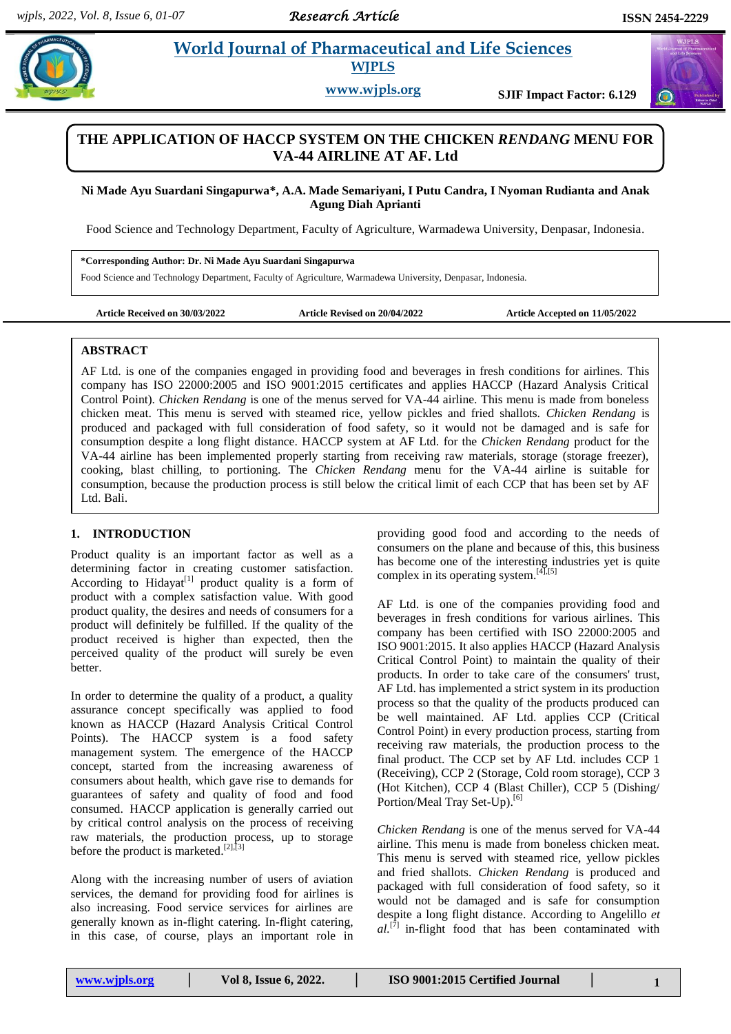# THE APPLICATION OF HACCP SYSTEM ON THE CHICKEN *RENDANG* MENU FOR VA-44 AIRLINE AT AF. Ltd

**Ni Made Ayu Suardani Singapurwa\*, A.A. Made Semariyani, I Putu Candra, I Nyoman Rudianta and Anak Agung Diah Aprianti**

Food Science and Technology Department, Faculty of Agriculture, Warmadewa University, Denpasar, Indonesia.

**\*Corresponding Author: Dr. Ni Made Ayu Suardani Singapurwa**
Food Science and Technology Department, Faculty of Agriculture, Warmadewa University, Denpasar, Indonesia.

**Article Received on 30/03/2022** **Article Revised on 20/04/2022** **Article Accepted on 11/05/2022**

## ABSTRACT

AF Ltd. is one of the companies engaged in providing food and beverages in fresh conditions for airlines. This company has ISO 22000:2005 and ISO 9001:2015 certificates and applies HACCP (Hazard Analysis Critical Control Point). *Chicken Rendang* is one of the menus served for VA-44 airline. This menu is made from boneless chicken meat. This menu is served with steamed rice, yellow pickles and fried shallots. *Chicken Rendang* is produced and packaged with full consideration of food safety, so it would not be damaged and is safe for consumption despite a long flight distance. HACCP system at AF Ltd. for the *Chicken Rendang* product for the VA-44 airline has been implemented properly starting from receiving raw materials, storage (storage freezer), cooking, blast chilling, to portioning. The *Chicken Rendang* menu for the VA-44 airline is suitable for consumption, because the production process is still below the critical limit of each CCP that has been set by AF Ltd. Bali.

## 1. INTRODUCTION

Product quality is an important factor as well as a determining factor in creating customer satisfaction. According to Hidayat[1] product quality is a form of product with a complex satisfaction value. With good product quality, the desires and needs of consumers for a product will definitely be fulfilled. If the quality of the product received is higher than expected, then the perceived quality of the product will surely be even better.

In order to determine the quality of a product, a quality assurance concept specifically was applied to food known as HACCP (Hazard Analysis Critical Control Points). The HACCP system is a food safety management system. The emergence of the HACCP concept, started from the increasing awareness of consumers about health, which gave rise to demands for guarantees of safety and quality of food and food consumed. HACCP application is generally carried out by critical control analysis on the process of receiving raw materials, the production process, up to storage before the product is marketed.[2],[3]

Along with the increasing number of users of aviation services, the demand for providing food for airlines is also increasing. Food service services for airlines are generally known as in-flight catering. In-flight catering, in this case, of course, plays an important role in providing good food and according to the needs of consumers on the plane and because of this, this business has become one of the interesting industries yet is quite complex in its operating system.[4],[5]

AF Ltd. is one of the companies providing food and beverages in fresh conditions for various airlines. This company has been certified with ISO 22000:2005 and ISO 9001:2015. It also applies HACCP (Hazard Analysis Critical Control Point) to maintain the quality of their products. In order to take care of the consumers' trust, AF Ltd. has implemented a strict system in its production process so that the quality of the products produced can be well maintained. AF Ltd. applies CCP (Critical Control Point) in every production process, starting from receiving raw materials, the production process to the final product. The CCP set by AF Ltd. includes CCP 1 (Receiving), CCP 2 (Storage, Cold room storage), CCP 3 (Hot Kitchen), CCP 4 (Blast Chiller), CCP 5 (Dishing/ Portion/Meal Tray Set-Up).[6]

*Chicken Rendang* is one of the menus served for VA-44 airline. This menu is made from boneless chicken meat. This menu is served with steamed rice, yellow pickles and fried shallots. *Chicken Rendang* is produced and packaged with full consideration of food safety, so it would not be damaged and is safe for consumption despite a long flight distance. According to Angelillo *et al.*[7] in-flight food that has been contaminated with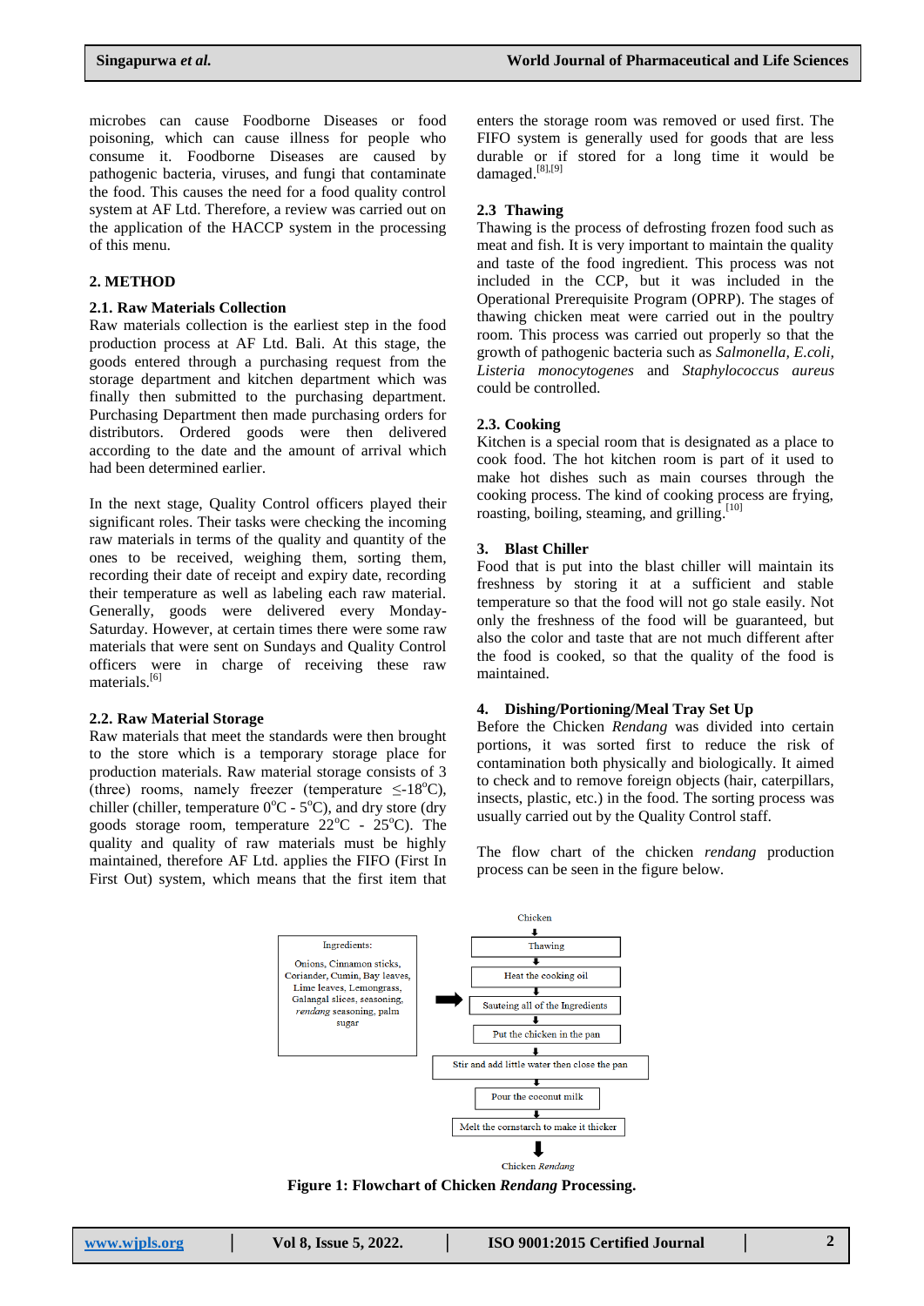microbes can cause Foodborne Diseases or food poisoning, which can cause illness for people who consume it. Foodborne Diseases are caused by pathogenic bacteria, viruses, and fungi that contaminate the food. This causes the need for a food quality control system at AF Ltd. Therefore, a review was carried out on the application of the HACCP system in the processing of this menu.

## 2. METHOD

### 2.1. Raw Materials Collection

Raw materials collection is the earliest step in the food production process at AF Ltd. Bali. At this stage, the goods entered through a purchasing request from the storage department and kitchen department which was finally then submitted to the purchasing department. Purchasing Department then made purchasing orders for distributors. Ordered goods were then delivered according to the date and the amount of arrival which had been determined earlier.

In the next stage, Quality Control officers played their significant roles. Their tasks were checking the incoming raw materials in terms of the quality and quantity of the ones to be received, weighing them, sorting them, recording their date of receipt and expiry date, recording their temperature as well as labeling each raw material. Generally, goods were delivered every Monday-Saturday. However, at certain times there were some raw materials that were sent on Sundays and Quality Control officers were in charge of receiving these raw materials.[6]

### 2.2. Raw Material Storage

Raw materials that meet the standards were then brought to the store which is a temporary storage place for production materials. Raw material storage consists of 3 (three) rooms, namely freezer (temperature $\leq$-18$^{o}$C), chiller (chiller, temperature 0$^{o}$C - 5$^{o}$C), and dry store (dry goods storage room, temperature 22$^{o}$C - 25$^{o}$C). The quality and quality of raw materials must be highly maintained, therefore AF Ltd. applies the FIFO (First In First Out) system, which means that the first item that enters the storage room was removed or used first. The FIFO system is generally used for goods that are less durable or if stored for a long time it would be damaged.[8],[9]

### 2.3 Thawing

Thawing is the process of defrosting frozen food such as meat and fish. It is very important to maintain the quality and taste of the food ingredient. This process was not included in the CCP, but it was included in the Operational Prerequisite Program (OPRP). The stages of thawing chicken meat were carried out in the poultry room. This process was carried out properly so that the growth of pathogenic bacteria such as *Salmonella, E.coli, Listeria monocytogenes* and *Staphylococcus aureus* could be controlled.

### 2.3. Cooking

Kitchen is a special room that is designated as a place to cook food. The hot kitchen room is part of it used to make hot dishes such as main courses through the cooking process. The kind of cooking process are frying, roasting, boiling, steaming, and grilling.[10]

## 3. Blast Chiller

Food that is put into the blast chiller will maintain its freshness by storing it at a sufficient and stable temperature so that the food will not go stale easily. Not only the freshness of the food will be guaranteed, but also the color and taste of the food are not much different after the food is cooked, so that the quality of the food is maintained.

## 4. Dishing/Portioning/Meal Tray Set Up

Before the Chicken *Rendang* was divided into certain portions, it was sorted first to reduce the risk of contamination both physically and biologically. It aimed to check and to remove foreign objects (hair, caterpillars, insects, plastic, etc.) in the food. The sorting process was usually carried out by the Quality Control staff.

The flow chart of the chicken *rendang* production process can be seen in the figure below.

Ingredients: Onions, Cinnamon sticks, Coriander, Cumin, Bay leaves, Lime leaves, Lemongrass, Galangal slices, seasoning, *rendang* seasoning, palm sugar

Chicken → Thawing → Heat the cooking oil → Sauteing all of the Ingredients → Put the chicken in the pan → Stir and add little water then close the pan → Pour the coconut milk → Melt the cornstarch to make it thicker → Chicken *Rendang*

**Figure 1: Flowchart of Chicken *Rendang* Processing.**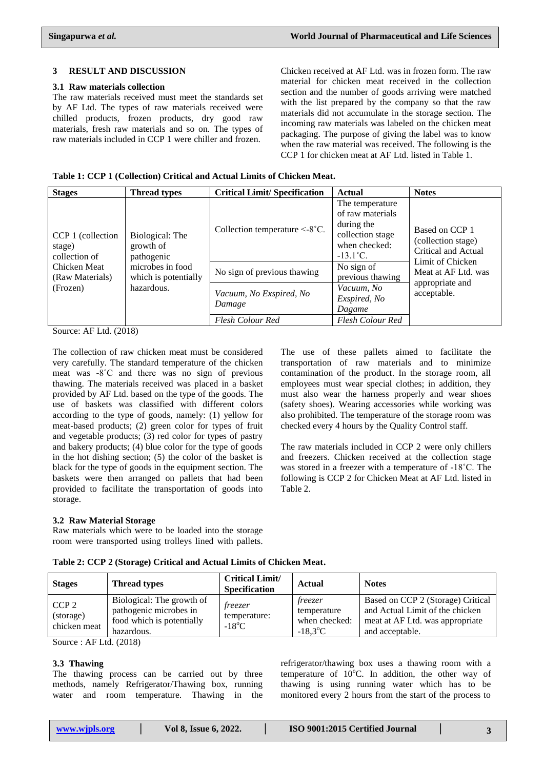## 3 RESULT AND DISCUSSION

### 3.1 Raw materials collection

The raw materials received must meet the standards set by AF Ltd. The types of raw materials received were chilled products, frozen products, dry good raw materials, fresh raw materials and so on. The types of raw materials included in CCP 1 were chiller and frozen.

Chicken received at AF Ltd. was in frozen form. The raw material for chicken meat received in the collection section and the number of goods arriving were matched with the list prepared by the company so that the raw materials did not accumulate in the storage section. The incoming raw materials was labeled on the chicken meat packaging. The purpose of giving the label was to know when the raw material was received. The following is the CCP 1 for chicken meat at AF Ltd. listed in Table 1.

**Table 1: CCP 1 (Collection) Critical and Actual Limits of Chicken Meat.**

| Stages | Thread types | Critical Limit/ Specification | Actual | Notes |
|---|---|---|---|---|
| CCP 1 (collection stage) collection of Chicken Meat (Raw Materials) (Frozen) | Biological: The growth of pathogenic microbes in food which is potentially hazardous. | Collection temperature <-8˚C. | The temperature of raw materials during the collection stage when checked: -13.1˚C. | Based on CCP 1 (collection stage) Critical and Actual Limit of Chicken Meat at AF Ltd. was appropriate and acceptable. |
| | | No sign of previous thawing | No sign of previous thawing | |
| | | *Vacuum, No Exspired, No Damage* | *Vacuum, No Exspired, No Dagame* | |
| | | *Flesh Colour Red* | *Flesh Colour Red* | |

Source: AF Ltd. (2018)

The collection of raw chicken meat must be considered very carefully. The standard temperature of the chicken meat was -8˚C and there was no sign of previous thawing. The materials received was placed in a basket provided by AF Ltd. based on the type of the goods. The use of baskets was classified with different colors according to the type of goods, namely: (1) yellow for meat-based products; (2) green color for types of fruit and vegetable products; (3) red color for types of pastry and bakery products; (4) blue color for the type of goods in the hot dishing section; (5) the color of the basket is black for the type of goods in the equipment section. The baskets were then arranged on pallets that had been provided to facilitate the transportation of goods into storage.

### 3.2 Raw Material Storage

Raw materials which were to be loaded into the storage room were transported using trolleys lined with pallets. The use of these pallets aimed to facilitate the transportation of raw materials and to minimize contamination of the product. In the storage room, all employees must wear special clothes; in addition, they must also wear the harness properly and wear shoes (safety shoes). Wearing accessories while working was also prohibited. The temperature of the storage room was checked every 4 hours by the Quality Control staff.

The raw materials included in CCP 2 were only chillers and freezers. Chicken received at the collection stage was stored in a freezer with a temperature of -18˚C. The following is CCP 2 for Chicken Meat at AF Ltd. listed in Table 2.

**Table 2: CCP 2 (Storage) Critical and Actual Limits of Chicken Meat.**

| Stages | Thread types | Critical Limit/ Specification | Actual | Notes |
|---|---|---|---|---|
| CCP 2 (storage) chicken meat | Biological: The growth of pathogenic microbes in food which is potentially hazardous. | *freezer* temperature: -18°C | *freezer* temperature when checked: -18,3°C | Based on CCP 2 (Storage) Critical and Actual Limit of the chicken meat at AF Ltd. was appropriate and acceptable. |

Source : AF Ltd. (2018)

### 3.3 Thawing

The thawing process can be carried out by three methods, namely Refrigerator/Thawing box, running water and room temperature. Thawing in the refrigerator/thawing box uses a thawing room with a temperature of 10°C. In addition, the other way of thawing is using running water which has to be monitored every 2 hours from the start of the process to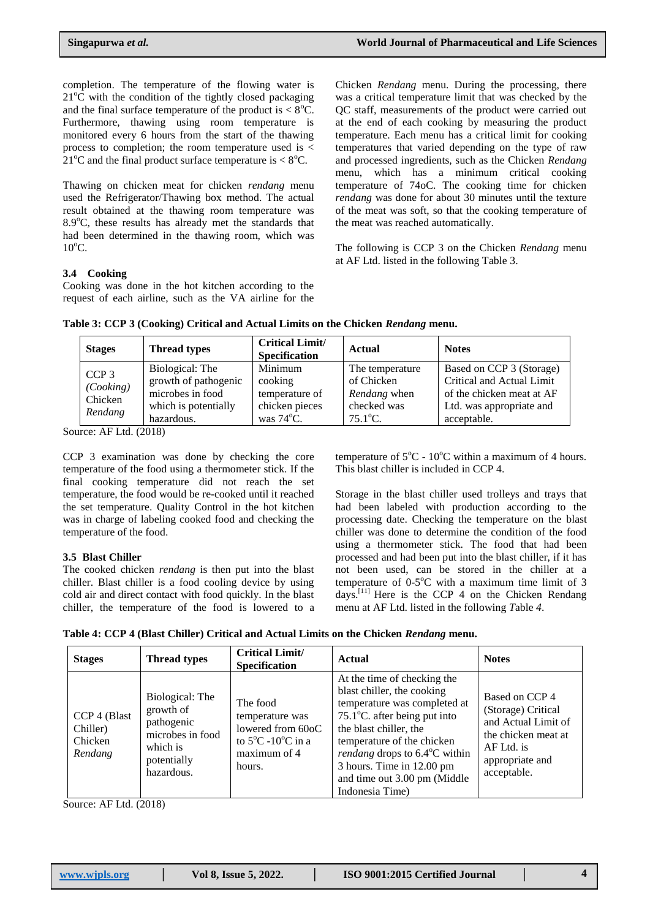completion. The temperature of the flowing water is 21°C with the condition of the tightly closed packaging and the final surface temperature of the product is < 8°C. Furthermore, thawing using room temperature is monitored every 6 hours from the start of the thawing process to completion; the room temperature used is < 21°C and the final product surface temperature is < 8°C.

Thawing on chicken meat for chicken *rendang* menu used the Refrigerator/Thawing box method. The actual result obtained at the thawing room temperature was 8.9°C, these results has already met the standards that had been determined in the thawing room, which was 10°C.

### 3.4 Cooking

Cooking was done in the hot kitchen according to the request of each airline, such as the VA airline for the Chicken *Rendang* menu. During the processing, there was a critical temperature limit that was checked by the QC staff, measurements of the product were carried out at the end of each cooking by measuring the product temperature. Each menu has a critical limit for cooking temperatures that varied depending on the type of raw and processed ingredients, such as the Chicken *Rendang* menu, which has a minimum critical cooking temperature of 74oC. The cooking time for chicken *rendang* was done for about 30 minutes until the texture of the meat was soft, so that the cooking temperature of the meat was reached automatically.

The following is CCP 3 on the Chicken *Rendang* menu at AF Ltd. listed in the following Table 3.

**Table 3: CCP 3 (Cooking) Critical and Actual Limits on the Chicken *Rendang* menu.**

| Stages | Thread types | Critical Limit/ Specification | Actual | Notes |
|---|---|---|---|---|
| CCP 3 *(Cooking)* Chicken *Rendang* | Biological: The growth of pathogenic microbes in food which is potentially hazardous. | Minimum cooking temperature of chicken pieces was 74°C. | The temperature of Chicken *Rendang* when checked was 75.1°C. | Based on CCP 3 (Storage) Critical and Actual Limit of the chicken meat at AF Ltd. was appropriate and acceptable. |

Source: AF Ltd. (2018)

CCP 3 examination was done by checking the core temperature of the food using a thermometer stick. If the final cooking temperature did not reach the set temperature, the food would be re-cooked until it reached the set temperature. Quality Control in the hot kitchen was in charge of labeling cooked food and checking the temperature of the food.

### 3.5 Blast Chiller

The cooked chicken *rendang* is then put into the blast chiller. Blast chiller is a food cooling device by using cold air and direct contact with food quickly. In the blast chiller, the temperature of the food is lowered to a temperature of 5°C - 10°C within a maximum of 4 hours. This blast chiller is included in CCP 4.

Storage in the blast chiller used trolleys and trays that had been labeled with production according to the processing date. Checking the temperature on the blast chiller was done to determine the condition of the food using a thermometer stick. The food that had been processed and had been put into the blast chiller, if it has not been used, can be stored in the chiller at a temperature of 0-5°C with a maximum time limit of 3 days.[11] Here is the CCP 4 on the Chicken Rendang menu at AF Ltd. listed in the following *Table 4*.

**Table 4: CCP 4 (Blast Chiller) Critical and Actual Limits on the Chicken *Rendang* menu.**

| Stages | Thread types | Critical Limit/ Specification | Actual | Notes |
|---|---|---|---|---|
| CCP 4 (Blast Chiller) Chicken *Rendang* | Biological: The growth of pathogenic microbes in food which is potentially hazardous. | The food temperature was lowered from 60oC to 5°C -10°C in a maximum of 4 hours. | At the time of checking the blast chiller, the cooking temperature was completed at 75.1°C. after being put into the blast chiller, the temperature of the chicken *rendang* drops to 6.4°C within 3 hours. Time in 12.00 pm and time out 3.00 pm (Middle Indonesia Time) | Based on CCP 4 (Storage) Critical and Actual Limit of the chicken meat at AF Ltd. is appropriate and acceptable. |

Source: AF Ltd. (2018)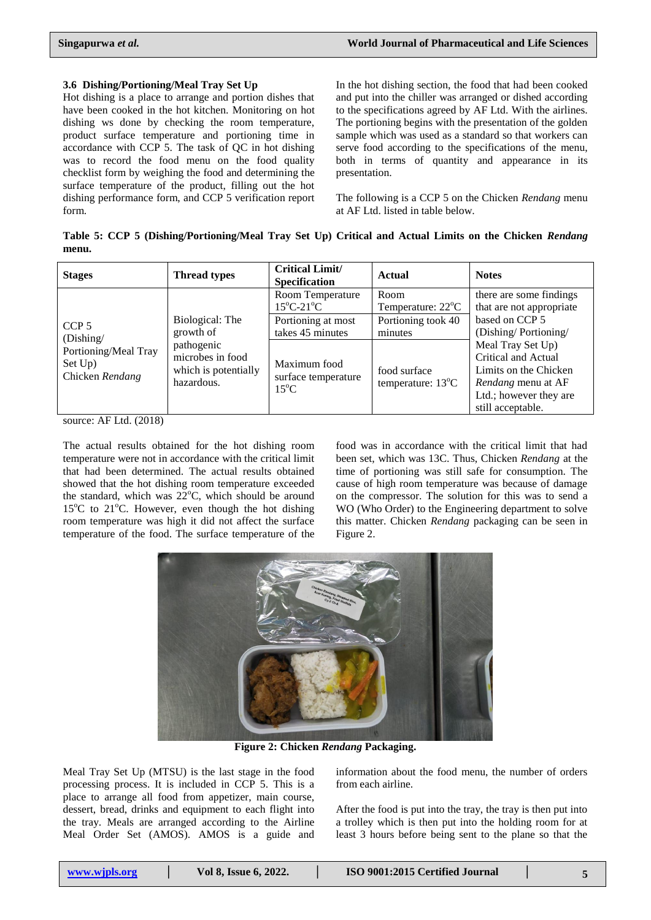### 3.6 Dishing/Portioning/Meal Tray Set Up

Hot dishing is a place to arrange and portion dishes that have been cooked in the hot kitchen. Monitoring on hot dishing ws done by checking the room temperature, product surface temperature and portioning time in accordance with CCP 5. The task of QC in hot dishing was to record the food menu on the food quality checklist form by weighing the food and determining the surface temperature of the product, filling out the hot dishing performance form, and CCP 5 verification report form.

In the hot dishing section, the food that had been cooked and put into the chiller was arranged or dished according to the specifications agreed by AF Ltd. With the airlines. The portioning begins with the presentation of the golden sample which was used as a standard so that workers can serve food according to the specifications of the menu, both in terms of quantity and appearance in its presentation.

The following is a CCP 5 on the Chicken *Rendang* menu at AF Ltd. listed in table below.

**Table 5: CCP 5 (Dishing/Portioning/Meal Tray Set Up) Critical and Actual Limits on the Chicken *Rendang* menu.**

| Stages | Thread types | Critical Limit/ Specification | Actual | Notes |
|---|---|---|---|---|
| CCP 5 (Dishing/ Portioning/Meal Tray Set Up) Chicken *Rendang* | Biological: The growth of pathogenic microbes in food which is potentially hazardous. | Room Temperature 15°C-21°C | Room Temperature: 22°C | there are some findings that are not appropriate based on CCP 5 (Dishing/ Portioning/ Meal Tray Set Up) Critical and Actual Limits on the Chicken *Rendang* menu at AF Ltd.; however they are still acceptable. |
| | | Portioning at most takes 45 minutes | Portioning took 40 minutes | |
| | | Maximum food surface temperature 15°C | food surface temperature: 13°C | |

source: AF Ltd. (2018)

The actual results obtained for the hot dishing room temperature were not in accordance with the critical limit that had been determined. The actual results obtained showed that the hot dishing room temperature exceeded the standard, which was 22°C, which should be around 15°C to 21°C. However, even though the hot dishing room temperature was high it did not affect the surface temperature of the food. The surface temperature of the food was in accordance with the critical limit that had been set, which was 13C. Thus, Chicken *Rendang* at the time of portioning was still safe for consumption. The cause of high room temperature was because of damage on the compressor. The solution for this was to send a WO (Who Order) to the Engineering department to solve this matter. Chicken *Rendang* packaging can be seen in Figure 2.

**Figure 2: Chicken *Rendang* Packaging.**

Meal Tray Set Up (MTSU) is the last stage in the food processing process. It is included in CCP 5. This is a place to arrange all food from appetizer, main course, dessert, bread, drinks and equipment to each flight into the tray. Meals are arranged according to the Airline Meal Order Set (AMOS). AMOS is a guide and information about the food menu, the number of orders from each airline.

After the food is put into the tray, the tray is then put into a trolley which is then put into the holding room for at least 3 hours before being sent to the plane so that the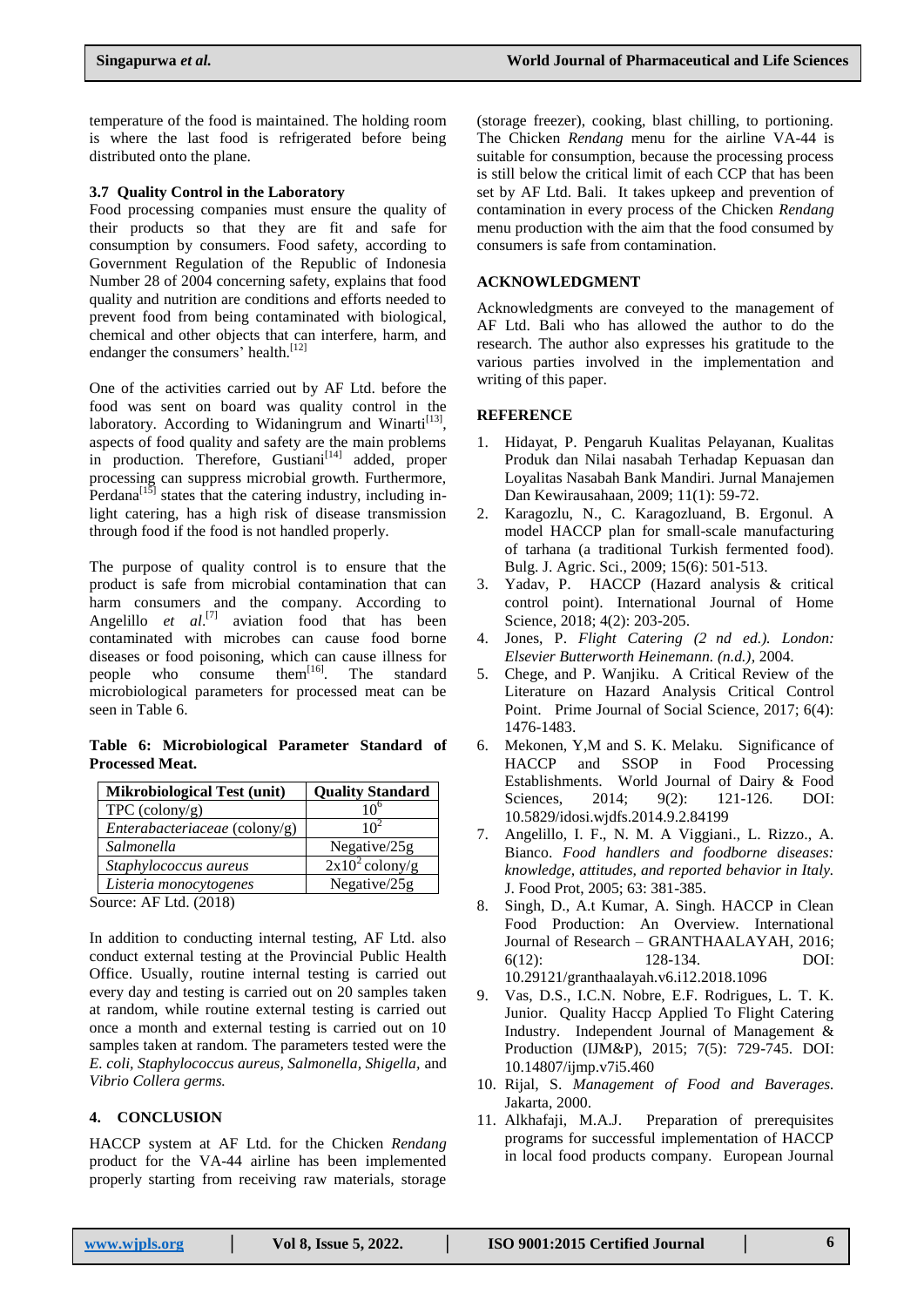temperature of the food is maintained. The holding room is where the last food is refrigerated before being distributed onto the plane.

### 3.7 Quality Control in the Laboratory

Food processing companies must ensure the quality of their products so that they are fit and safe for consumption by consumers. Food safety, according to Government Regulation of the Republic of Indonesia Number 28 of 2004 concerning safety, explains that food quality and nutrition are conditions and efforts needed to prevent food from being contaminated with biological, chemical and other objects that can interfere, harm, and endanger the consumers' health.[12]

One of the activities carried out by AF Ltd. before the food was sent on board was quality control in the laboratory. According to Widaningrum and Winarti[13], aspects of food quality and safety are the main problems in production. Therefore, Gustiani[14] added, proper processing can suppress microbial growth. Furthermore, Perdana[15] states that the catering industry, including in-light catering, has a high risk of disease transmission through food if the food is not handled properly.

The purpose of quality control is to ensure that the product is safe from microbial contamination that can harm consumers and the company. According to Angelillo *et al*.[7] aviation food that has been contaminated with microbes can cause food borne diseases or food poisoning, which can cause illness for people who consume them[16]. The standard microbiological parameters for processed meat can be seen in Table 6.

**Table 6: Microbiological Parameter Standard of Processed Meat.**

| Mikrobiological Test (unit) | Quality Standard |
|---|---|
| TPC (colony/g) | $10^6$ |
| *Enterabacteriaceae* (colony/g) | $10^2$ |
| *Salmonella* | Negative/25g |
| *Staphylococcus aureus* | $2x10^2$ colony/g |
| *Listeria monocytogenes* | Negative/25g |

Source: AF Ltd. (2018)

In addition to conducting internal testing, AF Ltd. also conduct external testing at the Provincial Public Health Office. Usually, routine internal testing is carried out every day and testing is carried out on 20 samples taken at random, while routine external testing is carried out once a month and external testing is carried out on 10 samples taken at random. The parameters tested were the *E. coli, Staphylococcus aureus, Salmonella, Shigella,* and *Vibrio Collera germs.*

## 4. CONCLUSION

HACCP system at AF Ltd. for the Chicken *Rendang* product for the VA-44 airline has been implemented properly starting from receiving raw materials, storage (storage freezer), cooking, blast chilling, to portioning. The Chicken *Rendang* menu for the airline VA-44 is suitable for consumption, because the processing process is still below the critical limit of each CCP that has been set by AF Ltd. Bali. It takes upkeep and prevention of contamination in every process of the Chicken *Rendang* menu production with the aim that the food consumed by consumers is safe from contamination.

## ACKNOWLEDGMENT

Acknowledgments are conveyed to the management of AF Ltd. Bali who has allowed the author to do the research. The author also expresses his gratitude to the various parties involved in the implementation and writing of this paper.

## REFERENCE

1. Hidayat, P. Pengaruh Kualitas Pelayanan, Kualitas Produk dan Nilai nasabah Terhadap Kepuasan dan Loyalitas Nasabah Bank Mandiri. Jurnal Manajemen Dan Kewirausahaan, 2009; 11(1): 59-72.
2. Karagozlu, N., C. Karagozluand, B. Ergonul. A model HACCP plan for small-scale manufacturing of tarhana (a traditional Turkish fermented food). Bulg. J. Agric. Sci., 2009; 15(6): 501-513.
3. Yadav, P. HACCP (Hazard analysis & critical control point). International Journal of Home Science, 2018; 4(2): 203-205.
4. Jones, P. *Flight Catering (2 nd ed.). London: Elsevier Butterworth Heinemann. (n.d.),* 2004.
5. Chege, and P. Wanjiku. A Critical Review of the Literature on Hazard Analysis Critical Control Point. Prime Journal of Social Science, 2017; 6(4): 1476-1483.
6. Mekonen, Y,M and S. K. Melaku. Significance of HACCP and SSOP in Food Processing Establishments. World Journal of Dairy & Food Sciences, 2014; 9(2): 121-126. DOI: 10.5829/idosi.wjdfs.2014.9.2.84199
7. Angelillo, I. F., N. M. A Viggiani., L. Rizzo., A. Bianco. *Food handlers and foodborne diseases: knowledge, attitudes, and reported behavior in Italy.* J. Food Prot, 2005; 63: 381-385.
8. Singh, D., A.t Kumar, A. Singh. HACCP in Clean Food Production: An Overview. International Journal of Research – GRANTHAALAYAH, 2016; 6(12): 128-134. DOI: 10.29121/granthaalayah.v6.i12.2018.1096
9. Vas, D.S., I.C.N. Nobre, E.F. Rodrigues, L. T. K. Junior. Quality Haccp Applied To Flight Catering Industry. Independent Journal of Management & Production (IJM&P), 2015; 7(5): 729-745. DOI: 10.14807/ijmp.v7i5.460
10. Rijal, S. *Management of Food and Baverages.* Jakarta, 2000.
11. Alkhafaji, M.A.J. Preparation of prerequisites programs for successful implementation of HACCP in local food products company. European Journal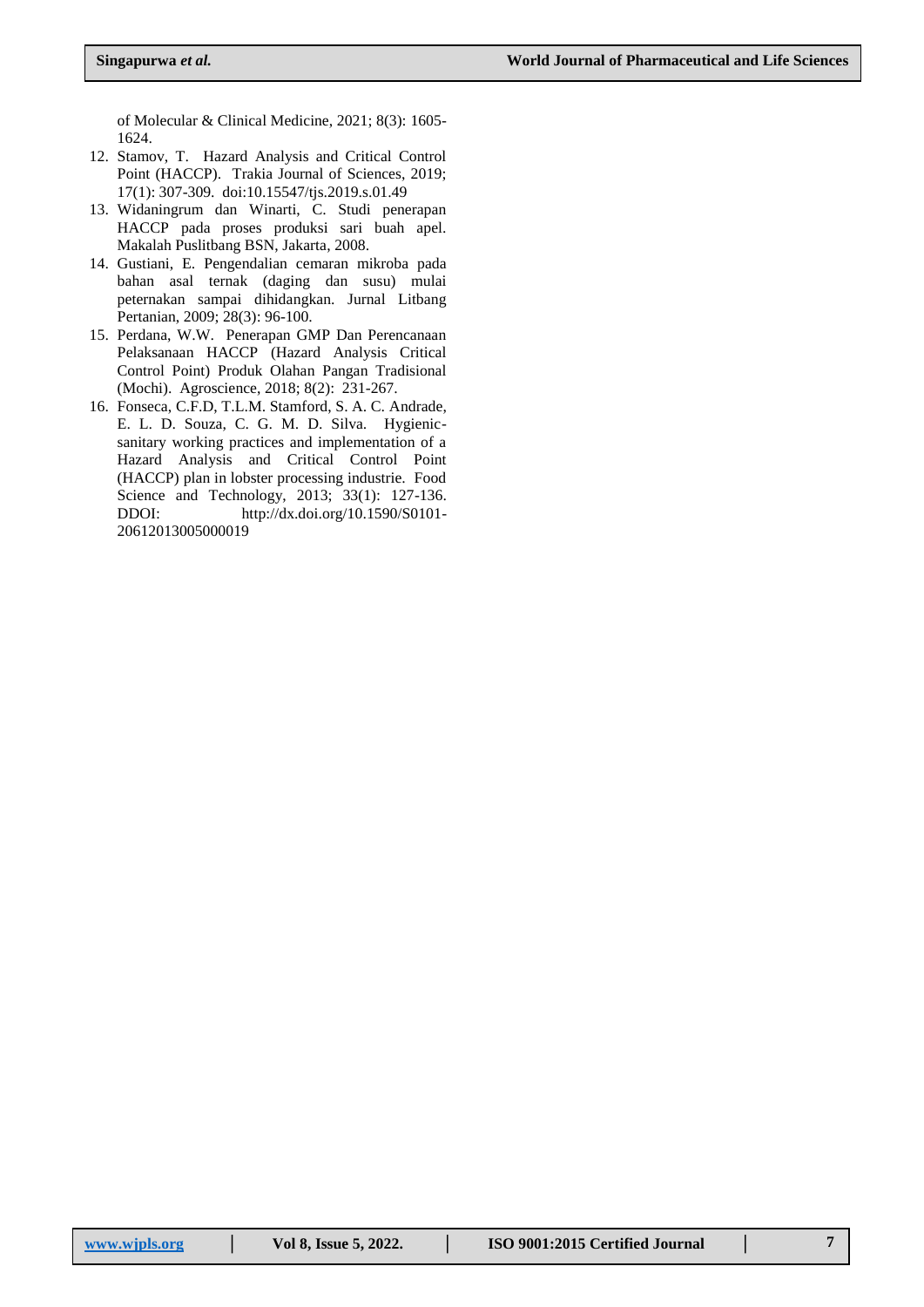of Molecular & Clinical Medicine, 2021; 8(3): 1605-1624.

12. Stamov, T. Hazard Analysis and Critical Control Point (HACCP). Trakia Journal of Sciences, 2019; 17(1): 307-309. doi:10.15547/tjs.2019.s.01.49
13. Widaningrum dan Winarti, C. Studi penerapan HACCP pada proses produksi sari buah apel. Makalah Puslitbang BSN, Jakarta, 2008.
14. Gustiani, E. Pengendalian cemaran mikroba pada bahan asal ternak (daging dan susu) mulai peternakan sampai dihidangkan. Jurnal Litbang Pertanian, 2009; 28(3): 96-100.
15. Perdana, W.W. Penerapan GMP Dan Perencanaan Pelaksanaan HACCP (Hazard Analysis Critical Control Point) Produk Olahan Pangan Tradisional (Mochi). Agroscience, 2018; 8(2): 231-267.
16. Fonseca, C.F.D, T.L.M. Stamford, S. A. C. Andrade, E. L. D. Souza, C. G. M. D. Silva. Hygienic-sanitary working practices and implementation of a Hazard Analysis and Critical Control Point (HACCP) plan in lobster processing industrie. Food Science and Technology, 2013; 33(1): 127-136. DDOI: http://dx.doi.org/10.1590/S0101-20612013005000019